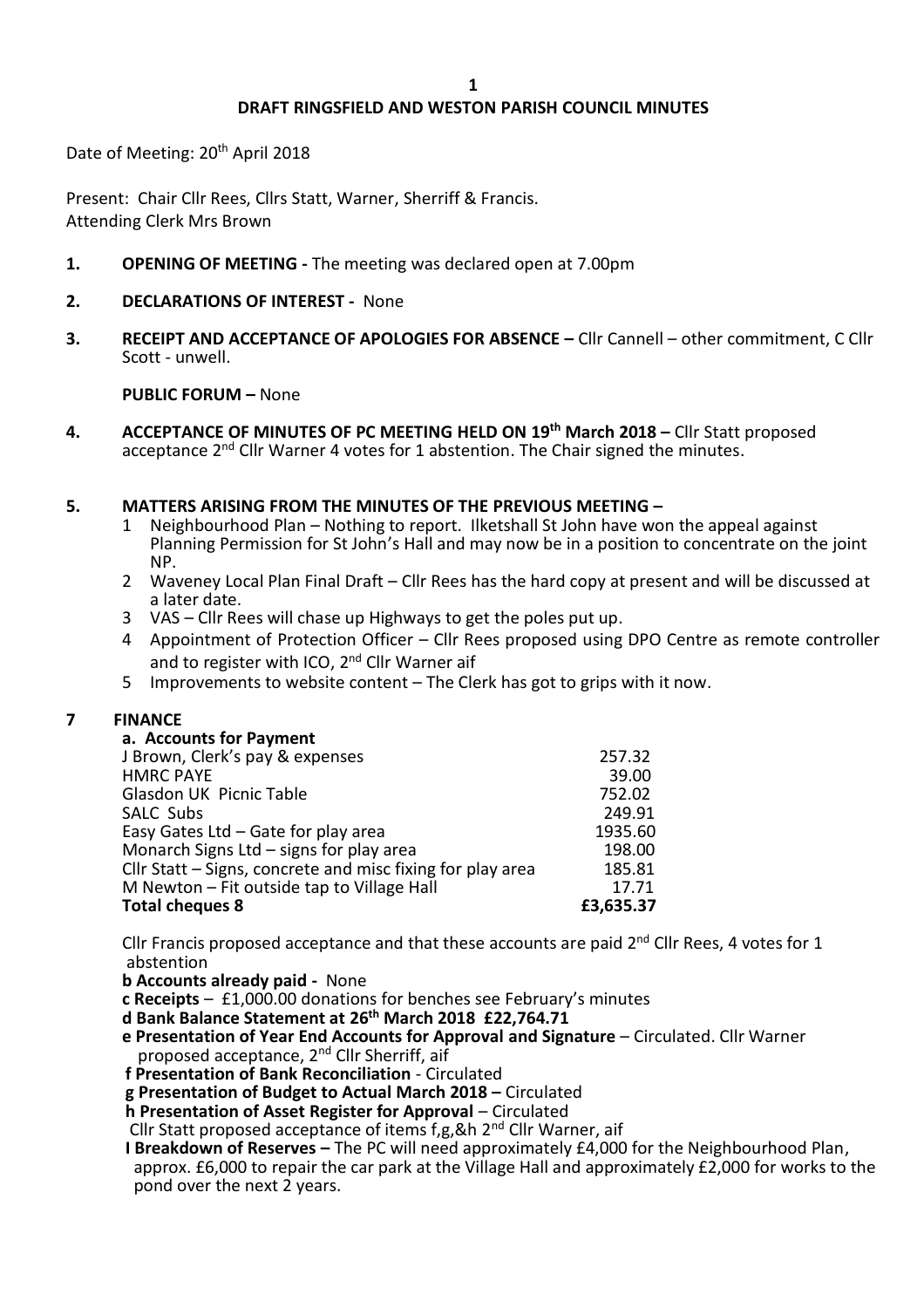# DRAFT RINGSFIELD AND WESTON PARISH COUNCIL MINUTES

Date of Meeting: 20th April 2018

Present: Chair Cllr Rees, Cllrs Statt, Warner, Sherriff & Francis.
Attending Clerk Mrs Brown

**1. OPENING OF MEETING -** The meeting was declared open at 7.00pm

**2. DECLARATIONS OF INTEREST -** None

**3. RECEIPT AND ACCEPTANCE OF APOLOGIES FOR ABSENCE –** Cllr Cannell – other commitment, C Cllr Scott - unwell.

**PUBLIC FORUM –** None

**4. ACCEPTANCE OF MINUTES OF PC MEETING HELD ON 19th March 2018 –** Cllr Statt proposed acceptance 2nd Cllr Warner 4 votes for 1 abstention. The Chair signed the minutes.

**5. MATTERS ARISING FROM THE MINUTES OF THE PREVIOUS MEETING –**

1. Neighbourhood Plan – Nothing to report. Ilketshall St John have won the appeal against Planning Permission for St John's Hall and may now be in a position to concentrate on the joint NP.
2. Waveney Local Plan Final Draft – Cllr Rees has the hard copy at present and will be discussed at a later date.
3. VAS – Cllr Rees will chase up Highways to get the poles put up.
4. Appointment of Protection Officer – Cllr Rees proposed using DPO Centre as remote controller and to register with ICO, 2nd Cllr Warner aif
5. Improvements to website content – The Clerk has got to grips with it now.

**7 FINANCE**

**a. Accounts for Payment**

| | |
|---|---|
| J Brown, Clerk's pay & expenses | 257.32 |
| HMRC PAYE | 39.00 |
| Glasdon UK Picnic Table | 752.02 |
| SALC Subs | 249.91 |
| Easy Gates Ltd – Gate for play area | 1935.60 |
| Monarch Signs Ltd – signs for play area | 198.00 |
| Cllr Statt – Signs, concrete and misc fixing for play area | 185.81 |
| M Newton – Fit outside tap to Village Hall | 17.71 |
| **Total cheques 8** | **£3,635.37** |

Cllr Francis proposed acceptance and that these accounts are paid 2nd Cllr Rees, 4 votes for 1 abstention

**b Accounts already paid -** None

**c Receipts** – £1,000.00 donations for benches see February's minutes

**d Bank Balance Statement at 26th March 2018 £22,764.71**

**e Presentation of Year End Accounts for Approval and Signature** – Circulated. Cllr Warner proposed acceptance, 2nd Cllr Sherriff, aif

**f Presentation of Bank Reconciliation** - Circulated

**g Presentation of Budget to Actual March 2018 –** Circulated

**h Presentation of Asset Register for Approval** – Circulated

Cllr Statt proposed acceptance of items f,g,&h 2nd Cllr Warner, aif

**I Breakdown of Reserves –** The PC will need approximately £4,000 for the Neighbourhood Plan, approx. £6,000 to repair the car park at the Village Hall and approximately £2,000 for works to the pond over the next 2 years.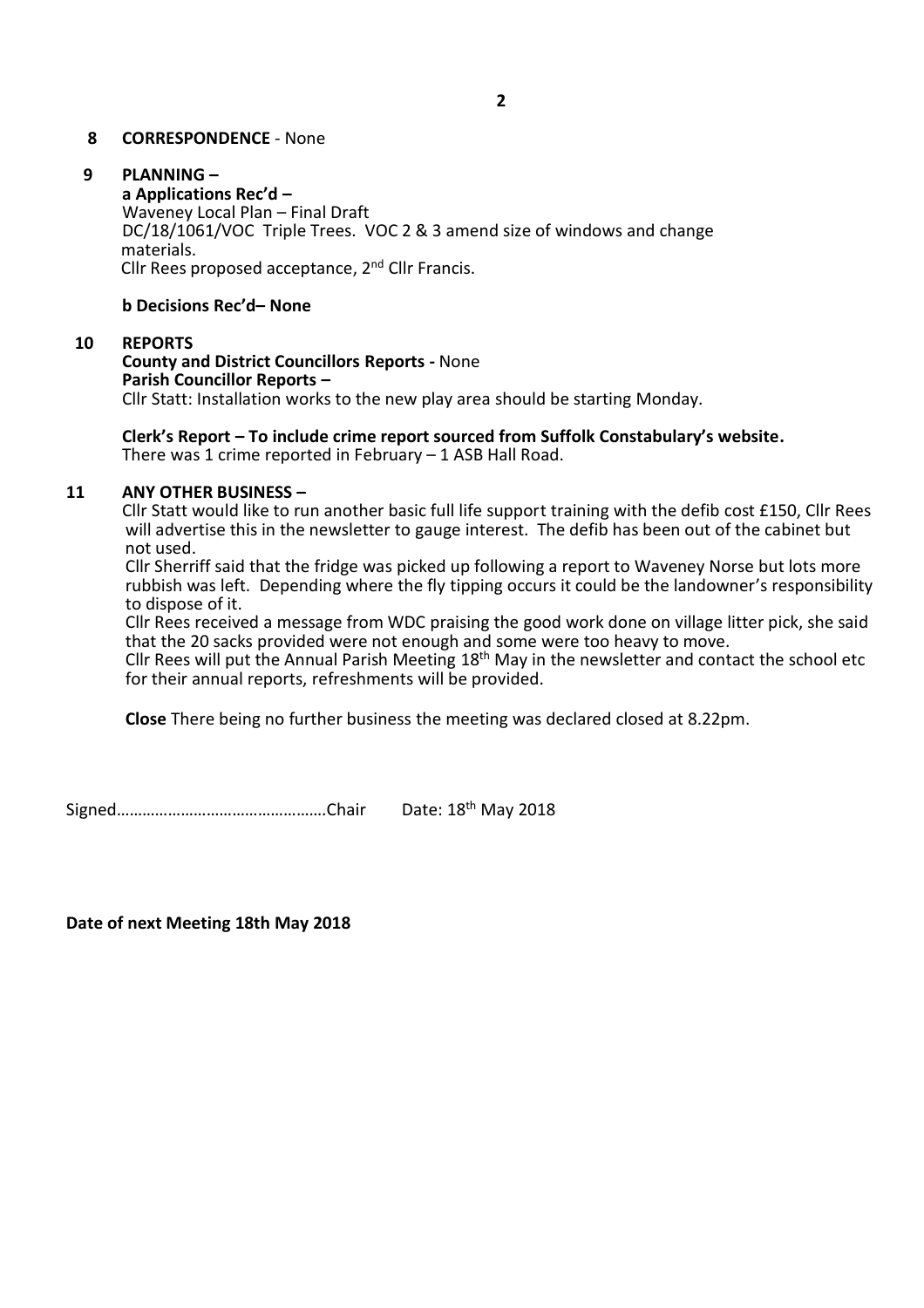**8 CORRESPONDENCE** - None

**9 PLANNING –**

**a Applications Rec'd –**

Waveney Local Plan – Final Draft

DC/18/1061/VOC Triple Trees. VOC 2 & 3 amend size of windows and change materials.

Cllr Rees proposed acceptance, 2nd Cllr Francis.

**b Decisions Rec'd– None**

**10 REPORTS**

**County and District Councillors Reports -** None

**Parish Councillor Reports –**

Cllr Statt: Installation works to the new play area should be starting Monday.

**Clerk's Report – To include crime report sourced from Suffolk Constabulary's website.**

There was 1 crime reported in February – 1 ASB Hall Road.

**11 ANY OTHER BUSINESS –**

Cllr Statt would like to run another basic full life support training with the defib cost £150, Cllr Rees will advertise this in the newsletter to gauge interest. The defib has been out of the cabinet but not used.

Cllr Sherriff said that the fridge was picked up following a report to Waveney Norse but lots more rubbish was left. Depending where the fly tipping occurs it could be the landowner's responsibility to dispose of it.

Cllr Rees received a message from WDC praising the good work done on village litter pick, she said that the 20 sacks provided were not enough and some were too heavy to move.

Cllr Rees will put the Annual Parish Meeting 18th May in the newsletter and contact the school etc for their annual reports, refreshments will be provided.

**Close** There being no further business the meeting was declared closed at 8.22pm.

Signed………………………………………….Chair  Date: 18th May 2018

**Date of next Meeting 18th May 2018**